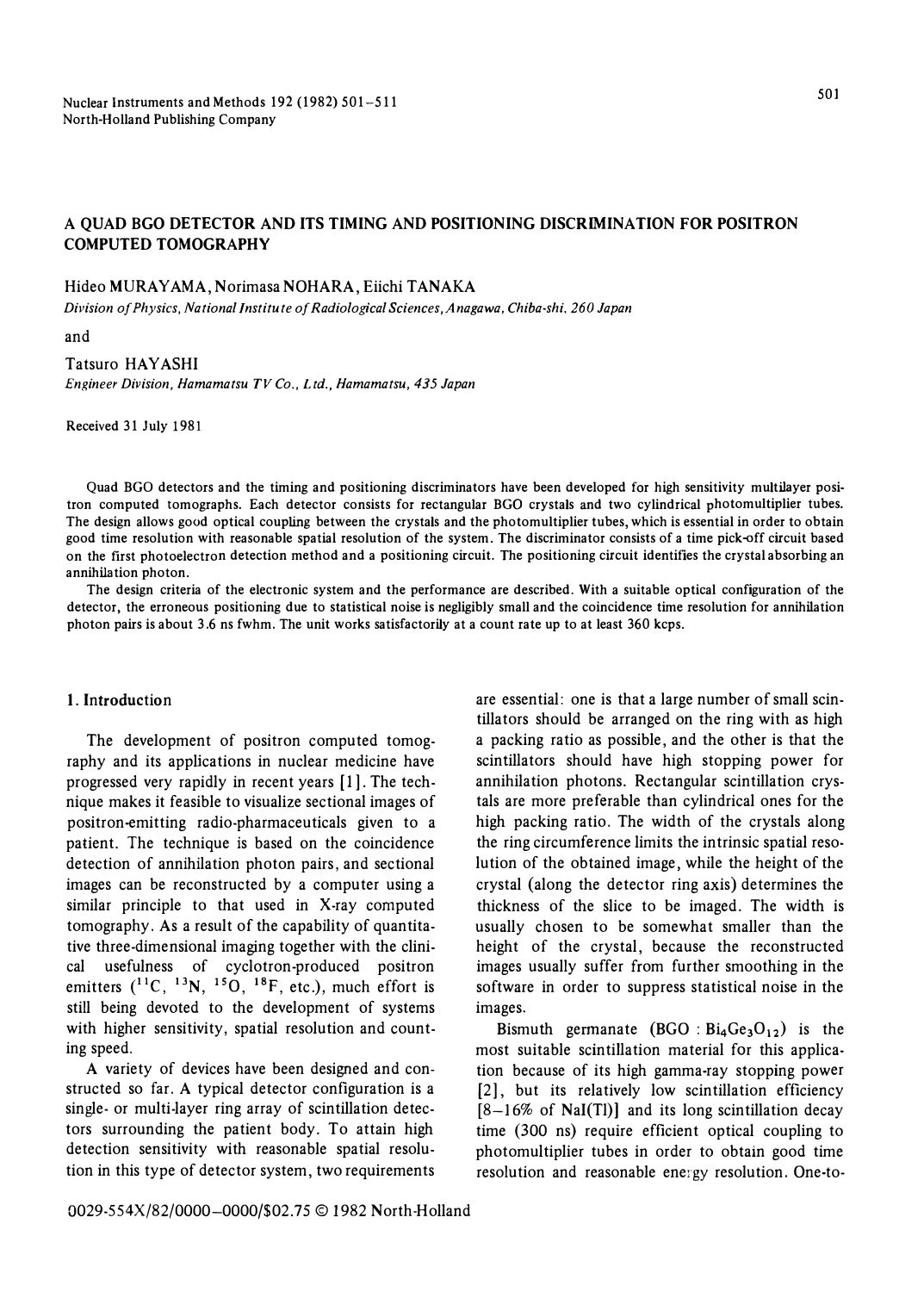# A QUAD BGO DETECTOR AND ITS TIMING AND POSITIONING DISCRIMINATION FOR POSITRON COMPUTED TOMOGRAPHY

Hideo MURAYAMA, Norimasa NOHARA, Eiichi TANAKA

*Division of Physics, National Institute of Radiological Sciences, Anagawa, Chiba-shi, 260 Japan*

and

Tatsuro HAYASHI

*Engineer Division, Hamamatsu TV Co., Ltd., Hamamatsu, 435 Japan*

Received 31 July 1981

Quad BGO detectors and the timing and positioning discriminators have been developed for high sensitivity multilayer positron computed tomographs. Each detector consists for rectangular BGO crystals and two cylindrical photomultiplier tubes. The design allows good optical coupling between the crystals and the photomultiplier tubes, which is essential in order to obtain good time resolution with reasonable spatial resolution of the system. The discriminator consists of a time pick-off circuit based on the first photoelectron detection method and a positioning circuit. The positioning circuit identifies the crystal absorbing an annihilation photon.

The design criteria of the electronic system and the performance are described. With a suitable optical configuration of the detector, the erroneous positioning due to statistical noise is negligibly small and the coincidence time resolution for annihilation photon pairs is about 3.6 ns fwhm. The unit works satisfactorily at a count rate up to at least 360 kcps.

## 1. Introduction

The development of positron computed tomography and its applications in nuclear medicine have progressed very rapidly in recent years [1]. The technique makes it feasible to visualize sectional images of positron-emitting radio-pharmaceuticals given to a patient. The technique is based on the coincidence detection of annihilation photon pairs, and sectional images can be reconstructed by a computer using a similar principle to that used in X-ray computed tomography. As a result of the capability of quantitative three-dimensional imaging together with the clinical usefulness of cyclotron-produced positron emitters ($^{11}C$, $^{13}N$, $^{15}O$, $^{18}F$, etc.), much effort is still being devoted to the development of systems with higher sensitivity, spatial resolution and counting speed.

A variety of devices have been designed and constructed so far. A typical detector configuration is a single- or multi-layer ring array of scintillation detectors surrounding the patient body. To attain high detection sensitivity with reasonable spatial resolution in this type of detector system, two requirements are essential: one is that a large number of small scintillators should be arranged on the ring with as high a packing ratio as possible, and the other is that the scintillators should have high stopping power for annihilation photons. Rectangular scintillation crystals are more preferable than cylindrical ones for the high packing ratio. The width of the crystals along the ring circumference limits the intrinsic spatial resolution of the obtained image, while the height of the crystal (along the detector ring axis) determines the thickness of the slice to be imaged. The width is usually chosen to be somewhat smaller than the height of the crystal, because the reconstructed images usually suffer from further smoothing in the software in order to suppress statistical noise in the images.

Bismuth germanate (BGO : $Bi_4Ge_3O_{12}$) is the most suitable scintillation material for this application because of its high gamma-ray stopping power [2], but its relatively low scintillation efficiency [8–16% of NaI(Tl)] and its long scintillation decay time (300 ns) require efficient optical coupling to photomultiplier tubes in order to obtain good time resolution and reasonable energy resolution. One-to-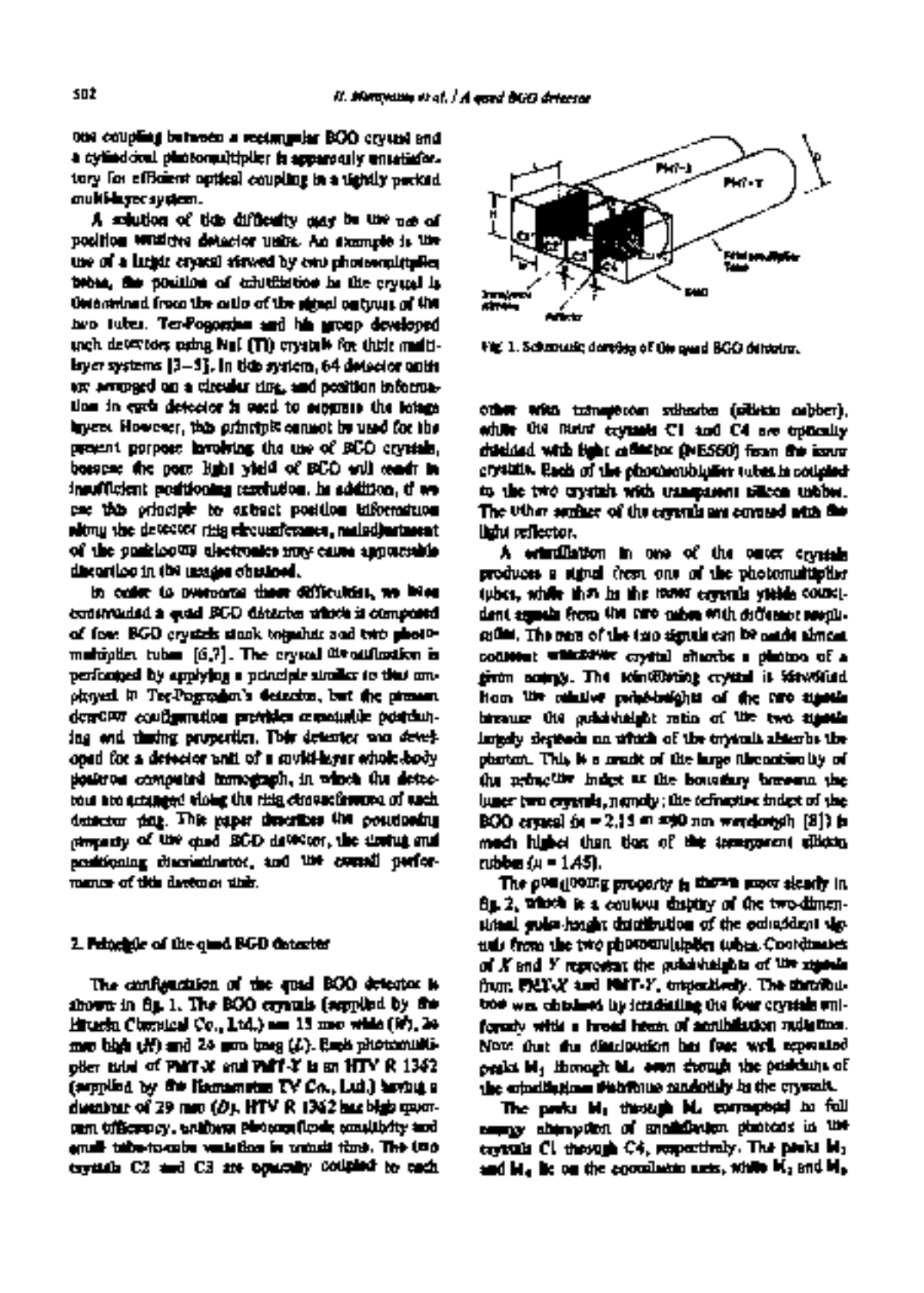tion coupling between a rectangular BGO crystal and a cylindrical photomultiplier is apparently unsatisfactory for efficient optical coupling in a tightly packed multi-layer system.

A solution of this difficulty may be the use of position sensitive detector units. An example is the use of a larger crystal viewed by two photomultiplier tubes, the position of scintillation in the crystal is determined from the ratio of the signal outputs of the two tubes. Ter-Pogossian and his group developed such detectors using NaI (Tl) crystals for their multi-layer system [3–5]. In this system, 64 detector units are arranged on a circular ring, and position information in each detector is used to separate the image layers. However, this principle cannot be used for the present purpose involving the use of BGO crystals, because the poor light yield of BGO will result in insufficient positioning resolution. In addition, if we use this principle to extract position information along the detector ring circumference, maladjustment of the positioning electronics may cause appreciable distortion in the images obtained.

In order to overcome these difficulties, we have constructed a quad BGO detector which is composed of four BGO crystals stuck together and two photomultiplier tubes [6,7]. The crystal identification is performed by applying a principle similar to that employed in Ter-Pogossian's detector, but the present detector configuration provides reasonable positioning and timing properties. This detector was developed for a detector unit of a multi-layer whole-body positron computed tomograph, in which the detectors are arranged along the ring circumference of each detector ring. This paper describes the positioning property of the quad BGO detector, the timing and positioning discriminator, and the overall performance of this detector unit.

## 2. Principle of the quad BGO detector

The configuration of the quad BGO detector is shown in fig. 1. The BGO crystals (supplied by the Hitachi Chemical Co., Ltd.) are 13 mm wide ($W$), 26 mm high ($H$) and 26 mm long ($L$). Each photomultiplier tube of PMT-$X$ and PMT-$Y$ is an HTV R 1362 (supplied by the Hamamatsu TV Co., Ltd.) having a diameter of 29 mm ($D$). HTV R 1362 has high quantum efficiency, uniform photocathode sensitivity and small tube-to-tube variation in transit time. The two crystals C2 and C3 are optically coupled to each other with transparent adhesive (silicon rubber), while the outer crystals C1 and C4 are optically shielded with light reflector (ME560) from the inner crystals. Each of the photomultiplier tubes is coupled to the two crystals with transparent silicon rubber. The other surface of the crystals are covered with the light reflector.

Fig. 1. Schematic drawing of the quad BGO detector.

A scintillation in one of the outer crystals produces a signal from one of the photomultiplier tubes, while that in the inner crystals yields coincident signals from the two tubes with different amplitudes. The sum of the two signals can be made almost constant whichever crystal absorbs a photon of a given energy. The scintillating crystal is identified from the relative pulse-heights of the two signals because the pulse-height ratio of the two signals largely depends on which of the crystals absorbs the photon. This is a result of the large discontinuity of the refractive index at the boundary between the inner two crystals, namely: the refractive index of the BGO crystal ($n$ = 2.15 at 480 nm wavelength [8]) is much higher than that of the transparent silicon rubber ($n$ = 1.45).

The positioning property is shown more clearly in fig. 2, which is a contour display of the two-dimensional pulse-height distribution of the coincident signals from the two photomultiplier tubes. Coordinates of $X$ and $Y$ represent the pulse-heights of the signals from PMT-$X$ and PMT-$Y$, respectively. The distribution was obtained by irradiating the four crystals uniformly with a broad beam of annihilation radiation. Note that the distribution has four well separated peaks $M_1$ through $M_4$ even though the positions of the scintillations distribute randomly in the crystals.

The peaks $M_1$ through $M_4$ correspond to full energy absorption of annihilation photons in the crystals C1 through C4, respectively. The peaks $M_1$ and $M_4$ lie on the coordinate axis, while $M_2$ and $M_3$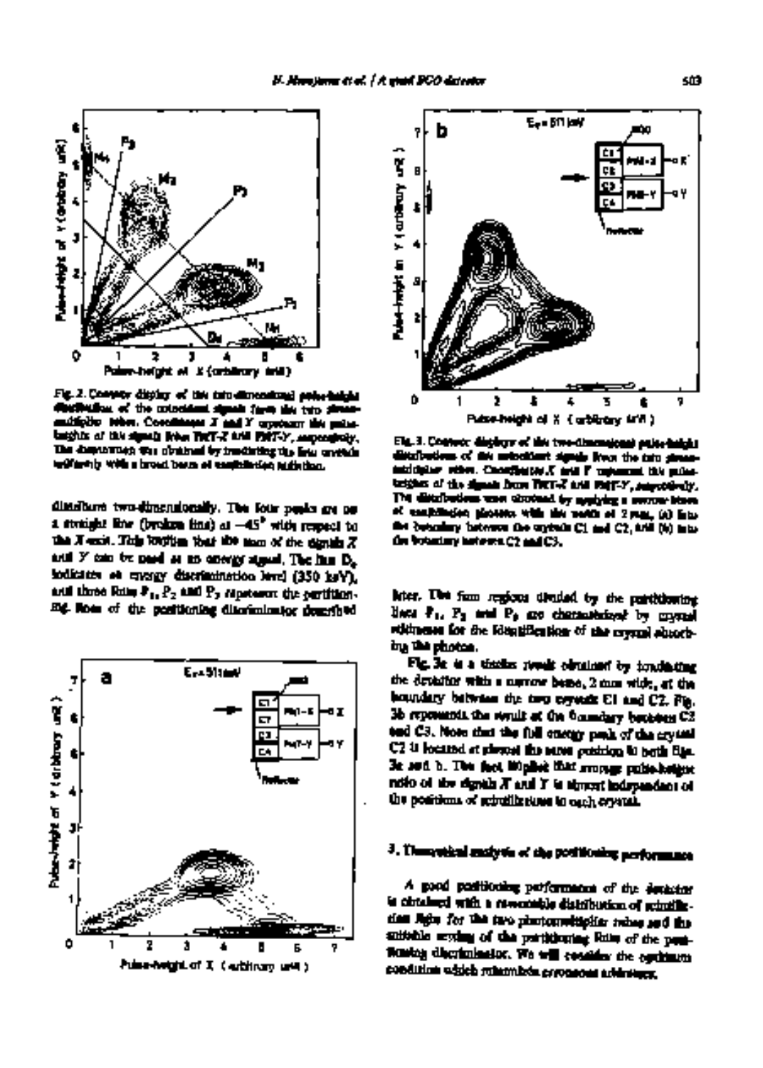Fig. 2. Contour display of the two-dimensional pulse-height distribution of the coincident signals from the two photomultiplier tubes. Coordinates $X$ and $Y$ represent the pulse-heights of the signals from PMT-$X$ and PMT-$Y$, respectively. The distribution was obtained by irradiating the four crystals uniformly with a broad beam of annihilation radiation.

distribute two-dimensionally. The four peaks are on a straight line (broken line) at $-45°$ with respect to the $X$-axis. This implies that the sum of the signals $X$ and $Y$ can be used as an energy signal. The line $D_e$ indicates an energy discrimination level (350 keV), and three lines $P_1$, $P_2$ and $P_3$ represent the partitioning lines of the positioning discriminator described later. The four regions divided by the partitioning lines $P_1$, $P_2$ and $P_3$ are characterized by crystal addresses for the identification of the crystal absorbing the photon.

Fig. 3a is a similar result obtained by irradiating the detector with a narrow beam, 2 mm wide, at the boundary between the two crystals C1 and C2. Fig. 3b represents the result at the boundary between C2 and C3. Note that the full energy peak of the crystal C2 is located at almost the same position in both figs. 3a and b. This fact implies that average pulse-height ratio of the signals $X$ and $Y$ is almost independent of the positions of scintillations in each crystal.

Fig. 3. Contour displays of the two-dimensional pulse-height distributions of the coincident signals from the two photomultiplier tubes. Coordinates $X$ and $Y$ represent the pulse-heights of the signals from PMT-$X$ and PMT-$Y$, respectively. The distributions were obtained by applying a narrow beam of annihilation photons with the width of 2 mm, (a) into the boundary between the crystals C1 and C2, and (b) into the boundary between C2 and C3.

## 3. Theoretical analysis of the positioning performance

A good positioning performance of the detector is obtained with a reasonable distribution of scintillation light for the two photomultiplier tubes and the suitable setting of the partitioning lines of the positioning discriminator. We will consider the optimum condition which minimizes erroneous addresses.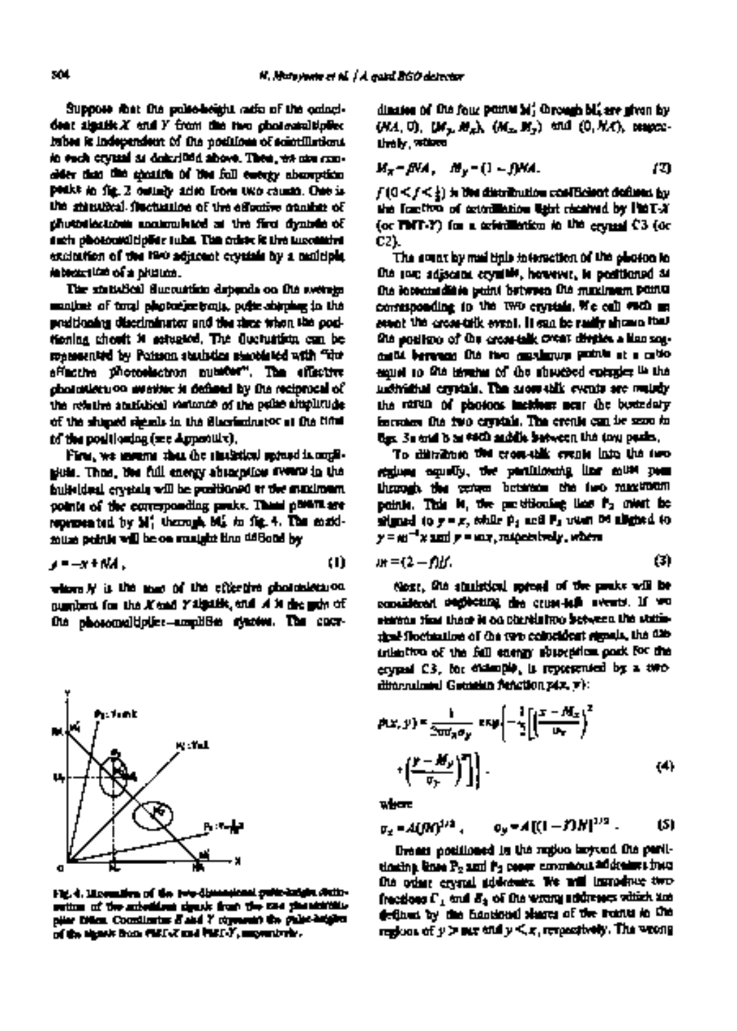Suppose that the pulse-height ratio of the coincident signals $X$ and $Y$ from the two photomultiplier tubes is independent of the positions of scintillations in each crystal as described above. Then, we can consider that the spreads of the full energy absorption peaks in fig. 2 mainly arise from two causes. One is the statistical fluctuation of the effective number of photoelectrons accumulated at the first dynode of each photomultiplier tube. The other is the successive excitation of the two adjacent crystals by a multiple interaction of a photon.

The statistical fluctuation depends on the average number of total photoelectrons, pulse-shaping in the positioning discriminator and the time when the positioning circuit is actuated. The fluctuation can be represented by Poisson statistics associated with "the effective photoelectron number". The effective photoelectron number is defined by the reciprocal of the relative statistical variance of the pulse amplitude of the shaped signals in the discriminator at the time of the positioning (see Appendix).

First, we assume that the statistical spread is negligible. Thus, the full energy absorption events in the individual crystals will be positioned at the maximum points of the corresponding peaks. These points are represented by $M_1'$ through $M_4'$ in fig. 4. The maximum points will be on a straight line defined by

$$y = -x + NA, \tag{1}$$

where $N$ is the sum of the effective photoelectron numbers for the $X$ and $Y$ signals, and $A$ is the gain of the photomultiplier–amplifier system. The coordinates of the four points $M_1'$ through $M_4'$ are given by $(NA, 0)$, $(M_y, M_x)$, $(M_x, M_y)$ and $(0, NA)$, respectively, where

$$M_x = fNA, \quad M_y = (1-f)NA. \tag{2}$$

$f$ $(0 < f < \frac{1}{2})$ is the distribution coefficient defined by the fraction of scintillation light received by PMT-$X$ (or PMT-$Y$) for a scintillation in the crystal C3 (or C2).

The event by multiple interaction of the photon in the two adjacent crystals, however, is positioned at the intermediate point between the maximum points corresponding to the two crystals. We call such an event the cross-talk event. It can be easily shown that the position of the cross-talk event divides a line segment between the two maximum points at a ratio equal to the inverse of the absorbed energies in the individual crystals. The cross-talk events are mainly the result of photons incident near the boundary between the two crystals. The events can be seen in figs. 3a and b as each saddle between the two peaks.

To distribute the cross-talk events into the two regions equally, the partitioning line must pass through the center between the two maximum points. This is, the partitioning line $P_2$ must be aligned to $y = x$, while $P_1$ and $P_3$ must be aligned to $y = m^{-1}x$ and $y = mx$, respectively, where

$$m = (2 - f)/f. \tag{3}$$

Next, the statistical spread of the peaks will be considered neglecting the cross-talk events. If we assume that there is no correlation between the statistical fluctuation of the two coincident signals, the distribution of the full energy absorption peak for the crystal C3, for example, is represented by a two-dimensional Gaussian function $p(x, y)$:

$$p(x, y) = \frac{1}{2\pi\sigma_x\sigma_y} \exp\left(-\frac{1}{2}\left[\left(\frac{x - M_x}{\sigma_x}\right)^2 + \left(\frac{y - M_y}{\sigma_y}\right)^2\right]\right), \tag{4}$$

where

$$\sigma_x = A(fN)^{1/2}, \quad \sigma_y = A[(1-f)N]^{1/2}. \tag{5}$$

Events positioned in the region beyond the partitioning lines $P_2$ and $P_3$ cause erroneous addresses into the other crystal addresses. We will introduce two fractions $\Gamma_1$ and $E_3$ of the wrong addresses which are defined by the fractional shares of the events in the regions of $y > mx$ and $y < x$, respectively. The wrong

Fig. 4. Illustration of the two-dimensional pulse-height distribution of the coincident signals from the two photomultiplier tubes. Coordinates $X$ and $Y$ represent the pulse-heights of the signals from PMT-$X$ and PMT-$Y$, respectively.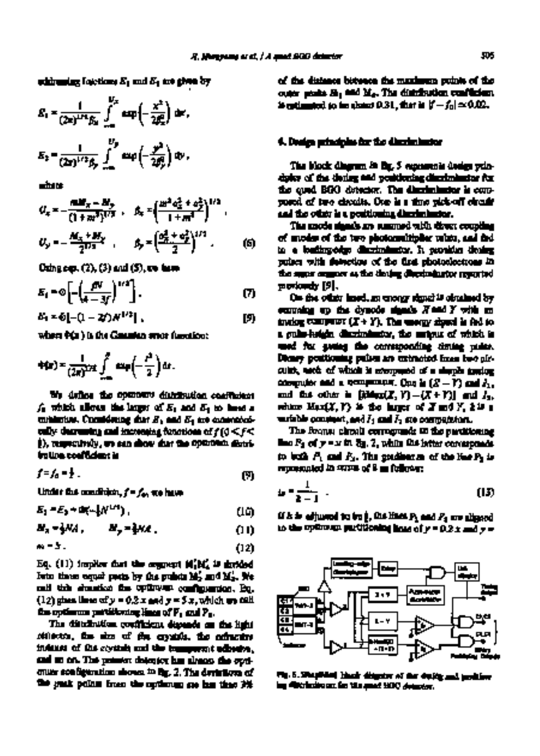addressing functions $E_1$ and $E_2$ are given by

$$E_1 = \frac{1}{(2\pi)^{1/2}\beta_x} \int_{-\infty}^{U_x} \exp\left(-\frac{x^2}{2\beta_x^2}\right) dx ,$$

$$E_2 = \frac{1}{(2\pi)^{1/2}\beta_y} \int_{-\infty}^{U_y} \exp\left(-\frac{y^2}{2\beta_y^2}\right) dy ,$$

where

$$U_x = -\frac{mM_x - M_y}{(1+m^2)^{1/2}} , \quad \beta_x = \left(\frac{m^2\sigma_x^2 + \sigma_y^2}{1+m^2}\right)^{1/2} ,$$

$$U_y = -\frac{M_x + M_y}{2^{1/2}} , \quad \beta_y = \left(\frac{\sigma_x^2 + \sigma_y^2}{2}\right)^{1/2} . \tag{6}$$

Using eqs. (2), (3) and (5), we have

$$E_1 = \Phi\left[-\left(\frac{fN}{4-3f}\right)^{1/2}\right] , \tag{7}$$

$$E_2 = \Phi[-(1-2f)N^{1/2}] , \tag{8}$$

where $\Phi(x)$ is the Gaussian error function:

$$\Phi(x) = \frac{1}{(2\pi)^{1/2}} \int_{-\infty}^{x} \exp\left(-\frac{t^2}{2}\right) dt .$$

We define the optimum distribution coefficient $f_0$ which allows the larger of $E_1$ and $E_2$ to have a minimum. Considering that $E_1$ and $E_2$ are monotonically decreasing and increasing functions of $f$ ($0<f<\frac{1}{2}$), respectively, we can show that the optimum distribution coefficient is

$$f = f_0 = \tfrac{1}{3} . \tag{9}$$

Under the condition, $f = f_0$, we have

$$E_1 = E_2 = \Phi(-\tfrac{1}{3}N^{1/2}) , \tag{10}$$

$$M_x = \tfrac{1}{3}NA , \quad M_y = \tfrac{2}{3}NA , \tag{11}$$

$$m = 5 . \tag{12}$$

Eq. (11) implies that the segment $M_1'M_4'$ is divided into three equal parts by the points $M_2'$ and $M_3'$. We call this situation the optimum configuration. Eq. (12) gives lines of $y = 0.2x$ and $y = 5x$, which we call the optimum partitioning lines of $P_1$ and $P_3$.

The distribution coefficient depends on the light reflectors, the size of the crystals, the refractive indexes of the crystals and the transparent adhesive, and so on. The present detector has almost the optimum configuration shown in fig. 2. The deviations of the peak points from the optimum are less than 3% of the distance between the maximum points of the outer peaks $M_1$ and $M_4$. The distribution coefficient is estimated to be about 0.31, that is $|f-f_0| \simeq 0.02$.

## 4. Design principles for the discriminator

The block diagram in fig. 5 represents design principles of the timing and positioning discriminator for the quad BGO detector. The discriminator is composed of two circuits. One is a time pick-off circuit and the other is a positioning discriminator.

The anode signals are summed with direct coupling of anodes of the two photomultiplier tubes, and fed to a leading-edge discriminator. It provides timing pulses with detection of the first photoelectrons in the same manner as the timing discriminator reported previously [9].

On the other hand, an energy signal is obtained by summing up the dynode signals $X$ and $Y$ with an analog computer $(X+Y)$. The energy signal is fed to a pulse-height discriminator, the output of which is used for gating the corresponding timing pulse. Binary positioning pulses are extracted from two circuits, each of which is composed of a simple analog computer and a comparator. One is $(X-Y)$ and $I_1$, and the other is $[k\text{Max}(X, Y)-(X+Y)]$ and $I_2$, where $\text{Max}(X, Y)$ is the larger of $X$ and $Y$, $k$ is a variable constant, and $I_1$ and $I_2$ are comparators.

The former circuit corresponds to the partitioning line $P_2$ of $y = x$ in fig. 2, while the latter corresponds to both $P_1$ and $P_3$. The gradient $m$ of the line $P_1$ is represented in terms of $k$ as follows:

$$m = \frac{1}{k-1} . \tag{13}$$

If $k$ is adjusted to be $\frac{6}{5}$, the lines $P_1$ and $P_3$ are aligned to the optimum partitioning lines of $y = 0.2x$ and $y =$

Fig. 5. Simplified block diagram of the timing and positioning discriminator for the quad BGO detector.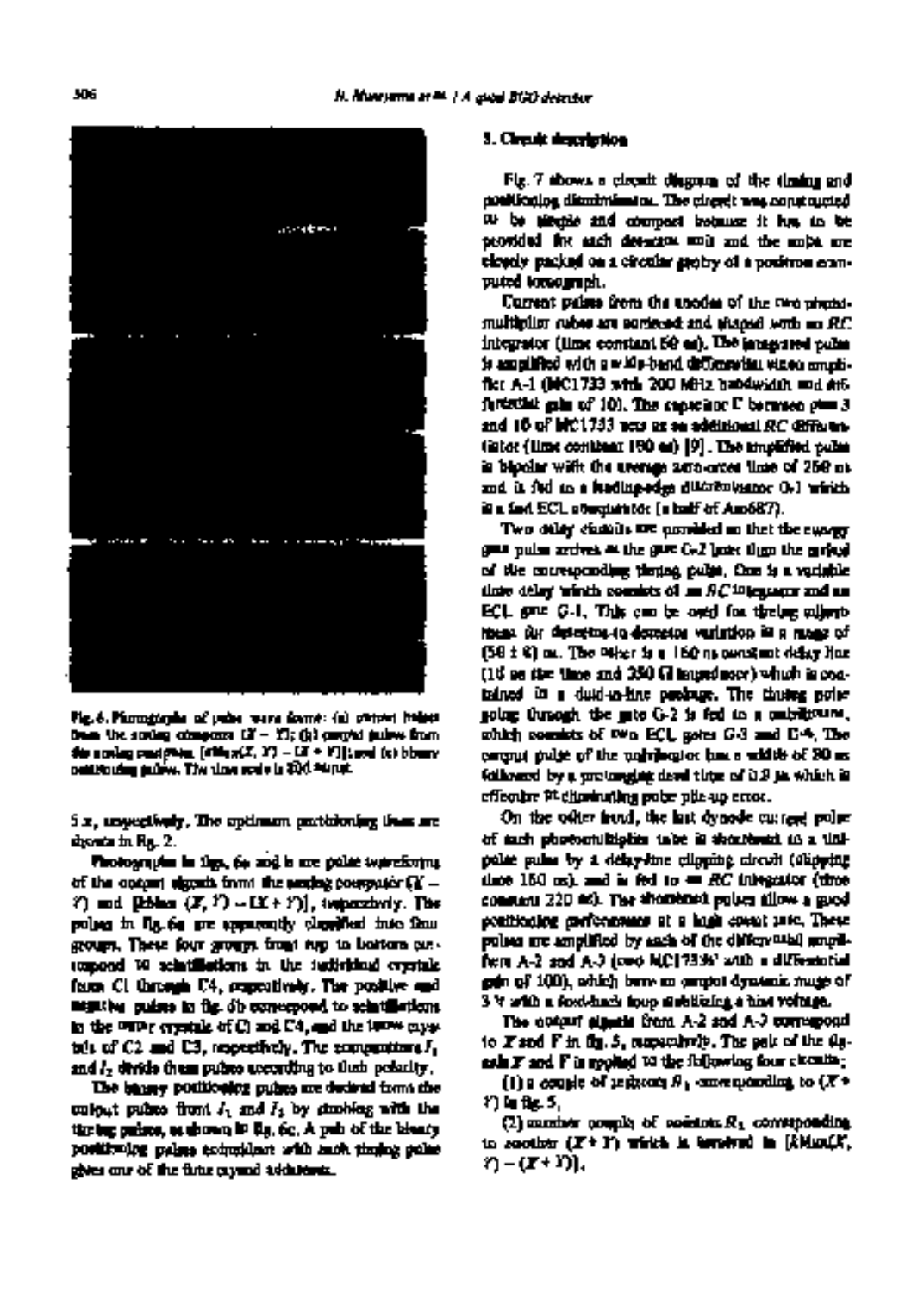Fig. 6. Photographs of pulse wave forms: (a) output pulses from the analog computer $(X - Y)$; (b) output pulses from the analog computer, $[\mathrm{kMax}(X, Y) - (X + Y)]$; and (c) binary positioning pulses. The time scale is 500 ns/cm.

5 x, respectively. The optimum partitioning lines are shown in fig. 2.

Photographs in figs. 6a and b are pulse waveforms of the output signals from the analog computer $(X - Y)$ and $[k\mathrm{Max}(X, Y) - (X + Y)]$, respectively. The pulses in fig. 6a are apparently classified into four groups. These four groups from top to bottom correspond to scintillations in the individual crystals from C1 through C4, respectively. The positive and negative pulses in fig. 6b correspond to scintillations in the outer crystals of C1 and C4, and the inner crystals of C2 and C3, respectively. The comparators $I_1$ and $I_2$ divide these pulses according to their polarity.

The binary positioning pulses are derived from the output pulses from $I_1$ and $I_2$ by strobing with the timing pulses, as shown in fig. 6c. A pair of the binary positioning pulses coincident with each timing pulse gives one of the four crystal addresses.

## 5. Circuit description

Fig. 7 shows a circuit diagram of the timing and positioning discriminators. The circuit was constructed to be simple and compact because it has to be provided for each detector unit and the units are closely packed on a circular gantry of a positron computed tomograph.

Current pulses from the anodes of the two photomultiplier tubes are summed and shaped with an $RC$ integrator (time constant 50 ns). The integrated pulse is amplified with a wide-band differential video amplifier A-1 (MC1733 with 200 MHz bandwidth and differential gain of 10). The capacitor C between pins 3 and 10 of MC1733 acts as an additional $RC$ differentiator (time constant 150 ns) [9]. The amplified pulse is bipolar with the average zero-cross time of 250 ns and is fed to a leading-edge discriminator D-1 which is a fast ECL comparator (a half of Am687).

Two delay circuits are provided so that the energy gate pulse arrives at the gate G-2 later than the arrival of the corresponding timing pulse. One is a variable time delay which consists of an $RC$ integrator and an ECL gate G-1. This can be used for timing adjustment for detector-to-detector variation in a range of $(50 \pm 8)$ ns. The other is a 160 ns constant delay line (16 ns tine and 250 Ω impedance) which is contained in a dual-in-line package. The timing pulse going through the gate G-2 is fed to a multivibrator, which consists of two ECL gates G-3 and G-4. The output pulse of the multivibrator has a width of 80 ns followed by a prolonging dead time of 0.8 μs which is effective in eliminating pulse pile-up error.

On the other hand, the last dynode current pulse of each photomultiplier tube is shortened to a tail-pulse pulse by a delay-line clipping circuit (clipping time 160 ns), and is fed to an $RC$ integrator (time constant 220 ns). The shortened pulses allow a good positioning performance at a high count rate. These pulses are amplified by each of the differential amplifiers A-2 and A-3 (two MC1733s with a differential gain of 100), which have an output dynamic range of 3 V with a feed-back loop stabilizing a bias voltage.

The output signals from A-2 and A-3 correspond to $X$ and $Y$ in fig. 5, respectively. The pair of the signals $X$ and $Y$ is applied to the following four circuits:

(1) a couple of resistors $R_1$ corresponding to $(X + Y)$ in fig. 5,

(2) another couple of resistors $R_1$ corresponding to another $(X + Y)$ which is involved in $[k\mathrm{Max}(X, Y) - (X + Y)]$,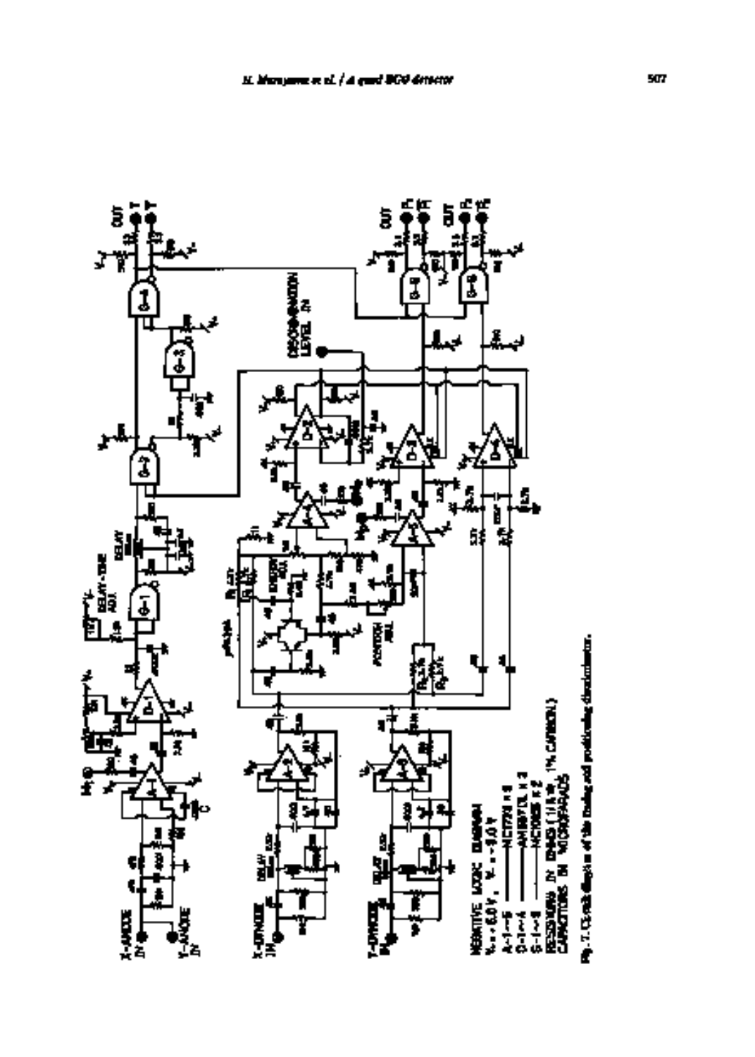Fig. 7. Circuit diagram of the timing and positioning discriminator.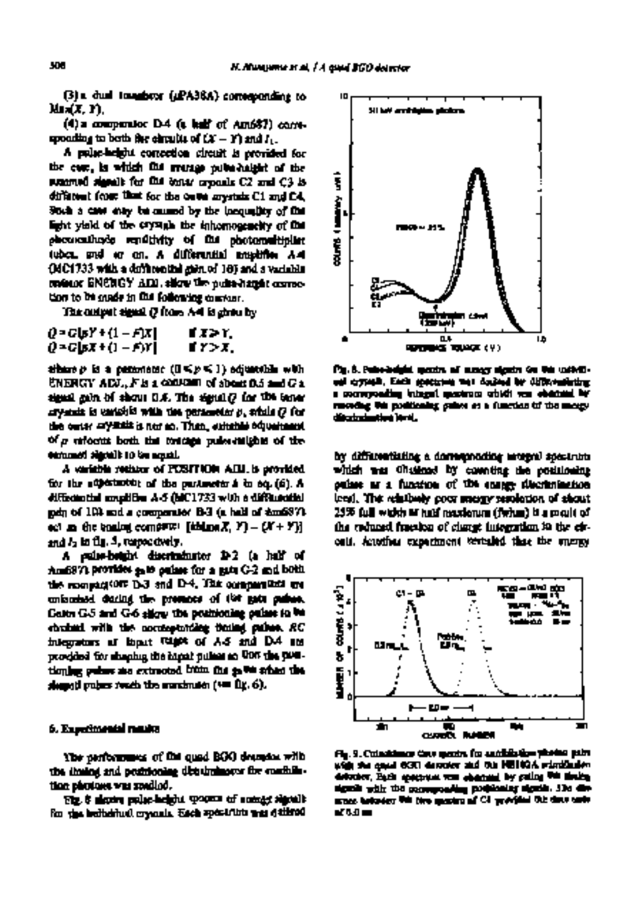(3) a dual transistor (μPA38A) corresponding to Max(X, Y).

(4) a comparator D-4 (a half of Am687) corresponding to both the circuits of (X − Y) and $I_1$.

A pulse-height correction circuit is provided for the case, in which the average pulse-height of the summed signals for the inner crystals C2 and C3 is different from that for the outer crystals C1 and C4. Such a case may be caused by the inequality of the light yield of the crystals the inhomogeneity of the photocathode sensitivity of the photomultiplier tubes, and so on. A differential amplifier A-4 (MC1733 with a differential gain of 10) and a variable resistor ENERGY ADJ. allow the pulse-height correction to be made in the following manner.

The output signal Q from A-4 is given by

$$Q = G|pY + (1 - F)X| \quad \text{if } X \geq Y,$$
$$Q = G|pX + (1 - F)Y| \quad \text{if } Y > X,$$

where $p$ is a parameter ($0 \leq p \leq 1$) adjustable with ENERGY ADJ., $F$ is a constant of about 0.5 and $G$ a signal gain of about 0.6. The signal $Q$ for the inner crystals is variable with the parameter $p$, while $Q$ for the outer crystals is not so. Then, suitable adjustment of $p$ allows both the average pulse-heights of the summed signals to be equal.

A variable resistor of POSITION ADJ. is provided for the adjustment of the parameter $k$ in eq. (6). A differential amplifier A-5 (MC1733 with a differential gain of 10) and a comparator D-3 (a half of Am687) act as the analog computer [$k$Max(X, Y) − (X + Y)] and $I_2$ in fig. 5, respectively.

A pulse-height discriminator D-2 (a half of Am687) provides gate pulses for a gate G-2 and both the comparators D-3 and D-4. The comparators are unlatched during the presence of the gate pulses. Gates G-5 and G-6 allow the positioning pulses to be strobed with the corresponding timing pulses. RC integrators at input stages of A-5 and D-4 are provided for shaping the input pulses so that the positioning pulses are extracted from the gates when the shaped pulses reach the maximum (see fig. 6).

Fig. 8. Pulse-height spectra of energy signals for the individual crystals. Each spectrum was derived by differentiating a corresponding integral spectrum which was obtained by counting the positioning pulses as a function of the energy discrimination level.

by differentiating a corresponding integral spectrum which was obtained by counting the positioning pulses as a function of the energy discrimination level. The relatively poor energy resolution of about 25% full width at half maximum (fwhm) is a result of the reduced fraction of charge integration in the circuit. Another experiment revealed that the energy

## 6. Experimental results

The performances of the quad BGO detector with the timing and positioning discriminators for annihilation photons was studied.

Fig. 8 shows pulse-height spectra of energy signals for the individual crystals. Each spectrum was derived

Fig. 9. Coincidence time spectra for annihilation photon pairs with the quad BGO detector and the NE102A scintillation detector. Each spectrum was obtained by gating the timing signals with the corresponding positioning signals. The distance between the two spectra of C4 provided the time scale of 5.0 ns.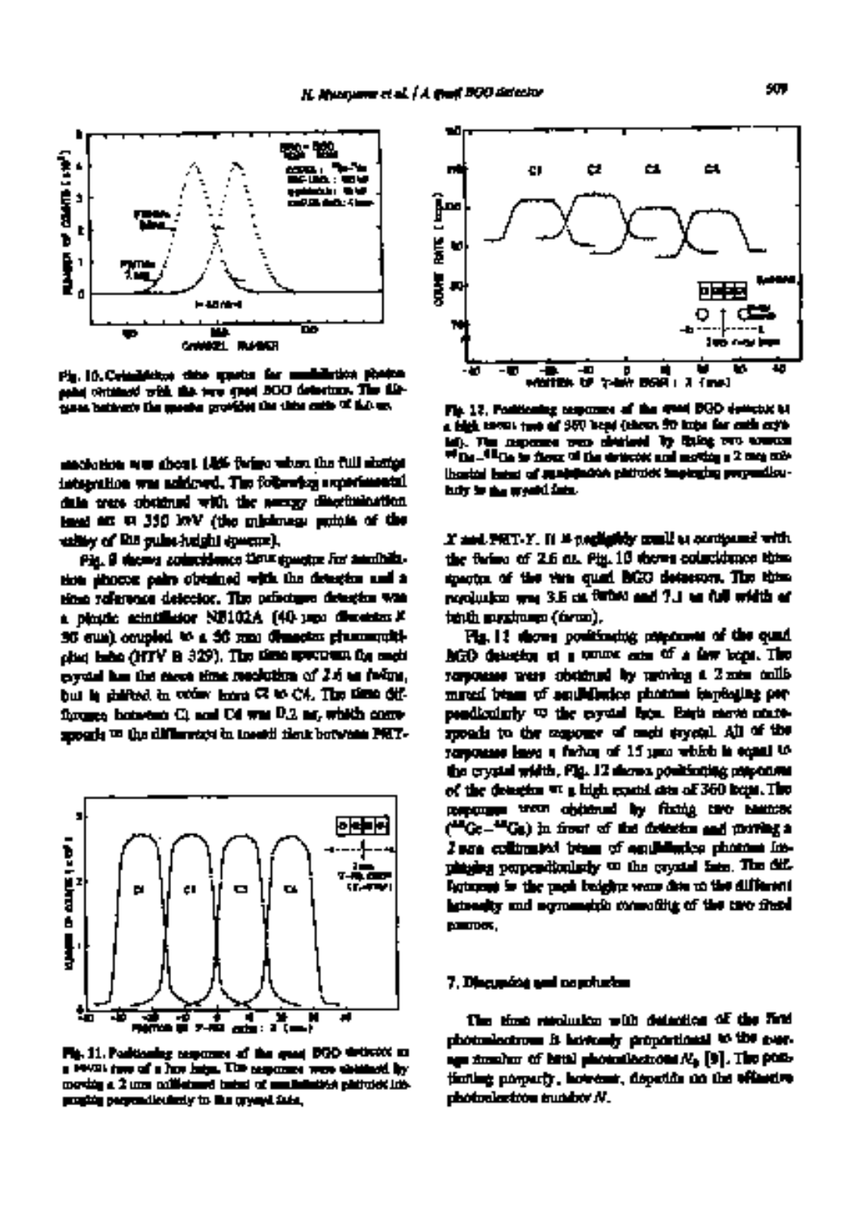Fig. 10. Coincidence time spectra for annihilation photon pairs obtained with the two quad BGO detectors. The distance between the spectra provides the time ratio of 0.0 ns.

resolution was about 1.86 fwhm when the full charge integration was achieved. The following experimental data were obtained with the energy discrimination level set at 350 keV (the minimum point of the valley of the pulse-height spectra).

Fig. 9 shows coincidence time spectra for annihilation photon pairs obtained with the detector and a time reference detector. The reference detector was a plastic scintillator NE102A (40 mm diameter × 30 mm) coupled to a 50 mm diameter photomultiplier tube (HTV R 329). The time spectrum for each crystal has the same time resolution of 2.6 ns fwhm, but is shifted in order from C1 to C4. The time difference between C1 and C4 was 0.2 ns, which corresponds to the difference in transit time between PMT-X and PMT-Y. It is negligibly small as compared with the fwhm of 2.6 ns. Fig. 10 shows coincidence time spectra of the two quad BGO detectors. The time resolution was 3.6 ns fwhm and 7.1 ns full width at tenth maximum (fwtm).

Fig. 11. Positioning response of the quad BGO detector at a count rate of a few kcps. The responses were obtained by moving a 2 mm collimated beam of annihilation photons impinging perpendicularly to the crystal face.

Fig. 12. Positioning response of the quad BGO detector at a high count rate of 360 kcps (about 90 kcps for each crystal). The responses were obtained by fixing two sources $^{68}$Ge–$^{68}$Ga in front of the detector and moving a 2 mm collimated beam of annihilation photons impinging perpendicularly to the crystal face.

Fig. 11 shows positioning responses of the quad BGO detector at a count rate of a few kcps. The responses were obtained by moving a 2 mm collimated beam of annihilation photons impinging perpendicularly to the crystal face. Each curve corresponds to the response of each crystal. All of the responses have a fwhm of 15 mm which is equal to the crystal width. Fig. 12 shows positioning responses of the detector at a high count rate of 360 kcps. The responses were obtained by fixing two sources ($^{68}$Ge–$^{68}$Ga) in front of the detector and moving a 2 mm collimated beam of annihilation photons impinging perpendicularly to the crystal face. The differences in the peak heights were due to the different intensity and asymmetric mounting of the two fixed sources.

## 7. Discussion and conclusion

The time resolution with detection of the first photoelectrons is inversely proportional to the average number of total photoelectrons $N_t$ [9]. The positioning property, however, depends on the effective photoelectron number $N$.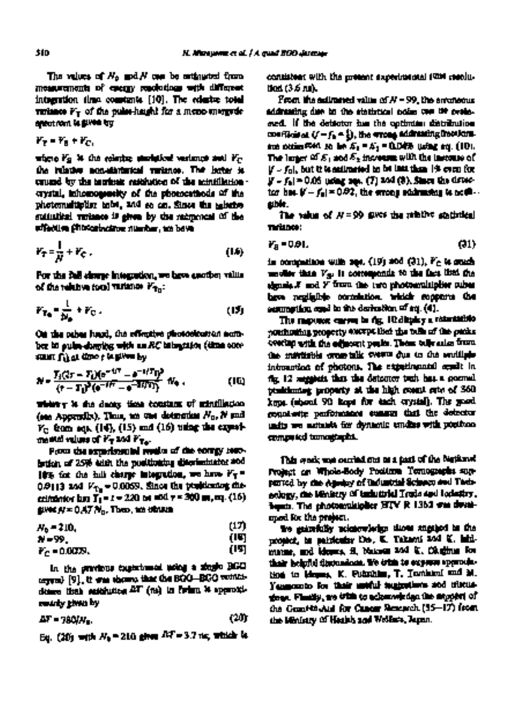The values of $N_0$ and $N$ can be estimated from measurements of energy resolutions with different integration time constants [10]. The relative total variance $V_T$ of the pulse-height for a mono-energetic spectrum is given by

$$V_T = V_S + V_C,$$

where $V_S$ is the relative statistical variance and $V_C$ the relative non-statistical variance. The latter is caused by the intrinsic resolution of the scintillation crystal, inhomogeneity of the photocathode of the photomultiplier tube, and so on. Since the relative statistical variance is given by the reciprocal of the effective photoelectron number, we have

$$V_T = \frac{1}{N} + V_C. \tag{14}$$

For the full charge integration, we have another value of the relative total variance $V_{T_0}$:

$$V_{T_0} = \frac{1}{N_0} + V_C. \tag{15}$$

On the other hand, the effective photoelectron number in pulse-shaping with an $RC$ integrator (time constant $T_1$) at time $t$ is given by

$$N = \frac{T_1(2\tau - T_1)(e^{-t/\tau} - e^{-t/T_1})^2}{(\tau - T_1)^2(e^{-t/\tau} - e^{-2t/T_1})} N_0, \tag{16}$$

where $\tau$ is the decay time constant of scintillation (see Appendix). Thus, we can determine $N_0$, $N$ and $V_C$ from eqs. (14), (15) and (16) using the experimental values of $V_T$ and $V_{T_0}$.

From the experimental results of the energy resolution of 25% with the positioning discriminator and 18% for the full charge integration, we have $V_T = 0.0113$ and $V_{T_0} = 0.0059$. Since the positioning discriminator has $T_1 = t = 220$ ns and $\tau = 300$ ns, eq. (16) gives $N = 0.47\, N_0$. Then, we obtain

$$N_0 = 210, \tag{17}$$

$$N = 99, \tag{18}$$

$$V_C = 0.0029. \tag{19}$$

In the previous experiment using a single BGO crystal [9], it was shown that the BGO–BGO coincidence time resolution $\Delta T$ (ns) in fwhm is approximately given by

$$\Delta T = 780/N_0. \tag{20}$$

Eq. (20) with $N_0 = 210$ gives $\Delta T = 3.7$ ns, which is consistent with the present experimental fwhm resolution (3.6 ns).

From the estimated value of $N = 99$, the erroneous addressing due to the statistical noise can be evaluated. If the detector has the optimum distribution coefficient ($f - f_0 = \frac{1}{3}$), the wrong addressing fractions are estimated to be $E_1 = E_2 = 0.0048$ using eq. (10). The larger of $E_1$ and $E_2$ increases with the increase of $|f - f_0|$, but it is estimated to be less than 1% even for $|f - f_0| = 0.05$ using eqs. (7) and (8). Since the detector has $|f - f_0| = 0.02$, the wrong addressing is negligible.

The value of $N = 99$ gives the relative statistical variance:

$$V_S = 0.01. \tag{21}$$

In comparison with eqs. (19) and (21), $V_C$ is much smaller than $V_S$. It corresponds to the fact that the signals $X$ and $Y$ from the two photomultiplier tubes have negligible correlation, which supports the assumption used in the derivation of eq. (4).

The response curves in fig. 10 display a reasonable positioning property except that the tails of the peaks overlap with the adjacent peaks. These tails arise from the inevitable cross-talk events due to the multiple interaction of photons. The experimental result in fig. 12 suggests that the detector unit has a normal positioning property at the high count rate of 360 kcps (about 90 kcps for each crystal). The good count-rate performance ensures that the detector units are suitable for dynamic studies with positron computed tomographs.

This work was carried out as a part of the National Project on Whole-Body Positron Tomographs supported by the Agency of Industrial Science and Technology, the Ministry of International Trade and Industry, Japan. The photomultiplier HTV R 1362 was developed for the project.

We gratefully acknowledge those engaged in the project, in particular Drs. K. Takami and K. Ishimatsu, and Messrs. H. Nakaya and K. Okajima for their helpful discussions. We wish to express appreciation to Messrs. K. Fukuhara, T. Tomitani and M. Yamamoto for their useful suggestions and discussions. Finally, we wish to acknowledge the support of the Grant-in-Aid for Cancer Research (55–17) from the Ministry of Health and Welfare, Japan.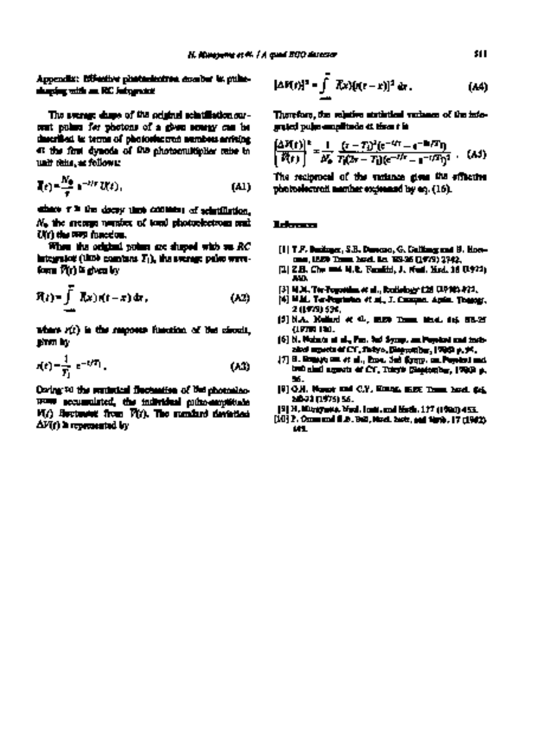## Appendix: Effective photoelectron number in pulse-shaping with an RC integrator

The average shape of the original scintillation current pulses for photons of a given energy can be described in terms of photoelectron numbers arriving at the first dynode of the photomultiplier tube in unit time, as follows:

$$\bar{I}(t) = \frac{N_0}{\tau} \, e^{-t/\tau} \, U(t), \tag{A1}$$

where $\tau$ is the decay time constant of scintillation, $N_0$ the average number of total photoelectrons and $U(t)$ the step function.

When the original pulses are shaped with an $RC$ integrator (time constant $T_1$), the average pulse waveform $\bar{V}(t)$ is given by

$$\bar{V}(t) = \int_{-\infty}^{\infty} \bar{I}(x) \, r(t-x) \, dx, \tag{A2}$$

where $r(t)$ is the response function of the circuit, given by

$$r(t) = \frac{1}{T_1} \, e^{-t/T_1}. \tag{A3}$$

Owing to the statistical fluctuation of the photoelectrons accumulated, the individual pulse-amplitude $V(t)$ fluctuates from $\bar{V}(t)$. The standard deviation $\Delta V(t)$ is represented by

$$[\Delta V(t)]^2 = \int_{-\infty}^{\infty} \bar{I}(x) [r(t-x)]^2 \, dx. \tag{A4}$$

Therefore, the relative statistical variance of the integrated pulse-amplitude at time $t$ is

$$\left[\frac{\Delta V(t)}{\bar{V}(t)}\right]^2 = \frac{1}{N_0} \, \frac{(\tau - T_1)^2 (e^{-t/\tau} - e^{-2t/T_1})}{T_1 (2\tau - T_1)(e^{-t/\tau} - e^{-t/T_1})^2}. \tag{A5}$$

The reciprocal of the variance gives the effective photoelectron number expressed by eq. (16).

## References

[1] T.F. Budinger, S.E. Derenzo, G. Gullberg and R. Huesman, IEEE Trans. Nucl. Sci. NS-26 (1979) 2742.

[2] Z.H. Cho and M.R. Farukhi, J. Nucl. Med. 18 (1977) 840.

[3] M.M. Ter-Pogossian et al., Radiology 128 (1978) 477.

[4] M.M. Ter-Pogossian et al., J. Comput. Assist. Tomogr. 2 (1978) 539.

[5] N.A. Mullani et al., IEEE Trans. Nucl. Sci. NS-25 (1978) 180.

[6] N. Nohara et al., Proc. 3rd Symp. on Physical and technical aspects of CT, Tokyo, (September, 1980) p. 95.

[7] E. Tanaka et al., Proc. 3rd Symp. on Physical and technical aspects of CT, Tokyo (September, 1980) p. 86.

[8] O.H. Nestor and C.Y. Huang, IEEE Trans. Nucl. Sci. NS-22 (1975) 68.

[9] H. Murayama, Nucl. Instr. and Meth. 177 (1980) 433.

[10] P. Ommand and S.D. Bell, Nucl. Instr. and Meth. 17 (1962) 149.